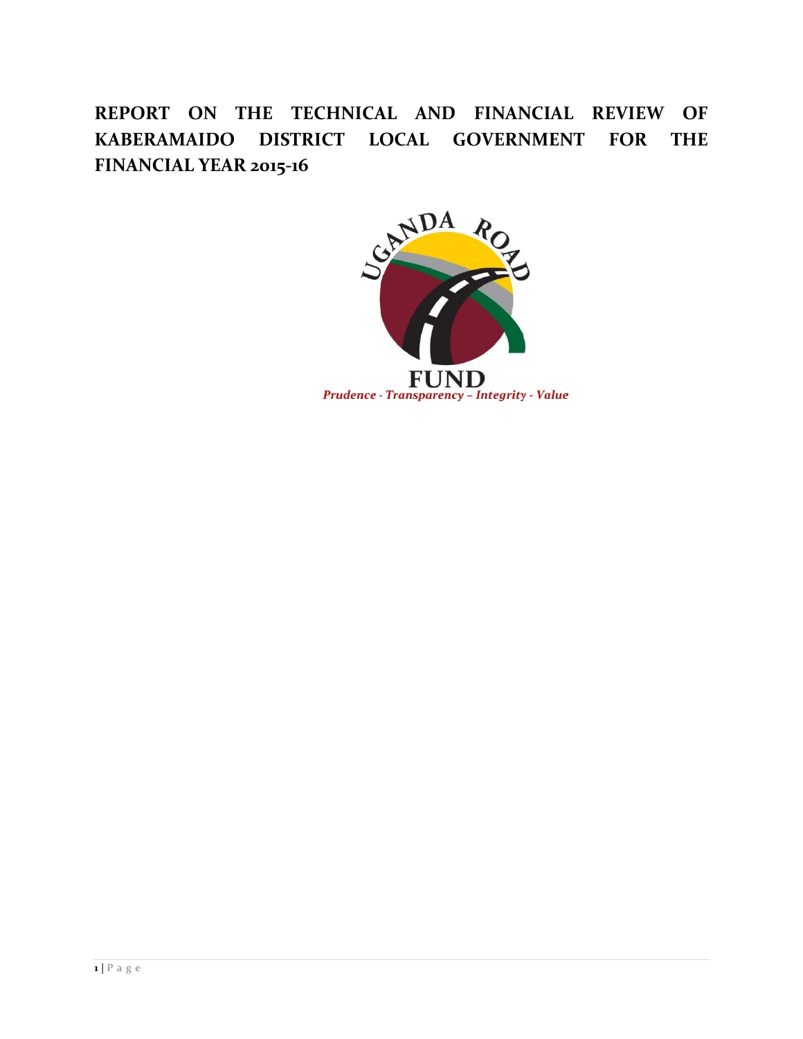# REPORT ON THE TECHNICAL AND FINANCIAL REVIEW OF KABERAMAIDO DISTRICT LOCAL GOVERNMENT FOR THE FINANCIAL YEAR 2015-16

UGANDA ROAD FUND

*Prudence - Transparency – Integrity - Value*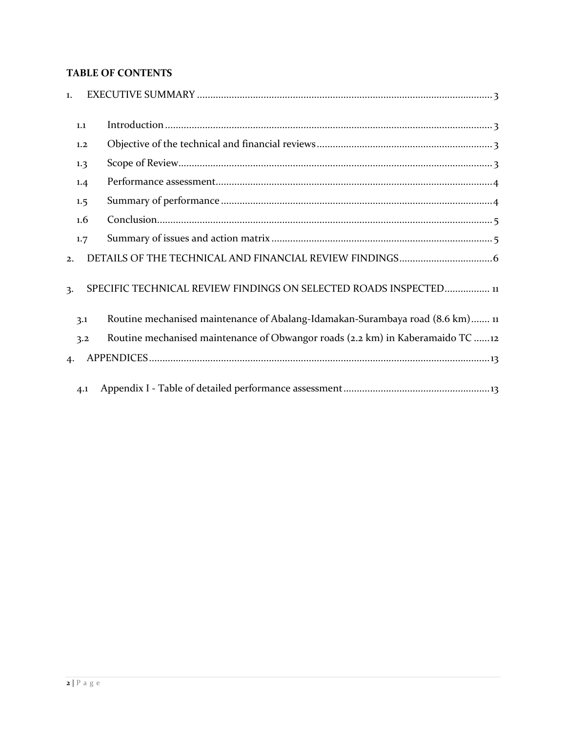**TABLE OF CONTENTS**

1. EXECUTIVE SUMMARY ........................................................................................................ 3
   - 1.1 Introduction ........................................................................................................ 3
   - 1.2 Objective of the technical and financial reviews ........................................................... 3
   - 1.3 Scope of Review .................................................................................................. 3
   - 1.4 Performance assessment ....................................................................................... 4
   - 1.5 Summary of performance ....................................................................................... 4
   - 1.6 Conclusion .......................................................................................................... 5
   - 1.7 Summary of issues and action matrix ........................................................................ 5
2. DETAILS OF THE TECHNICAL AND FINANCIAL REVIEW FINDINGS ......................................... 6
3. SPECIFIC TECHNICAL REVIEW FINDINGS ON SELECTED ROADS INSPECTED ................. 11
   - 3.1 Routine mechanised maintenance of Abalang-Idamakan-Surambaya road (8.6 km) ....... 11
   - 3.2 Routine mechanised maintenance of Obwangor roads (2.2 km) in Kaberamaido TC ...... 12
4. APPENDICES ................................................................................................................ 13
   - 4.1 Appendix I - Table of detailed performance assessment ............................................ 13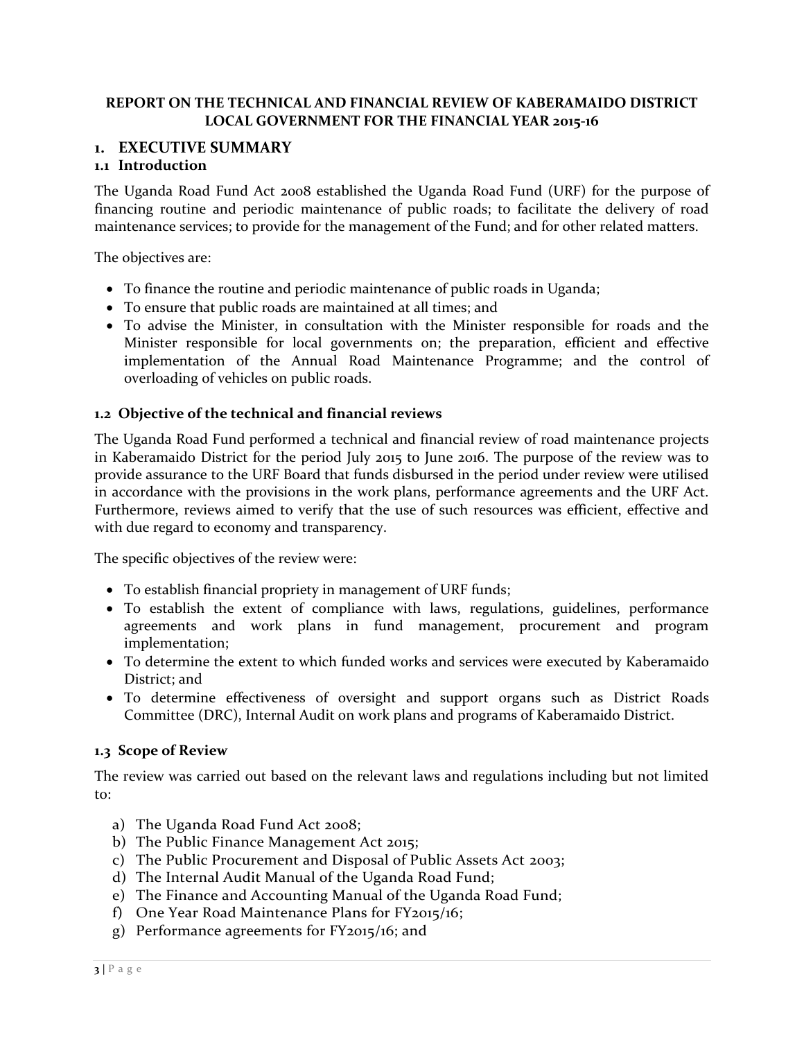**REPORT ON THE TECHNICAL AND FINANCIAL REVIEW OF KABERAMAIDO DISTRICT LOCAL GOVERNMENT FOR THE FINANCIAL YEAR 2015-16**

# 1. EXECUTIVE SUMMARY

## 1.1 Introduction

The Uganda Road Fund Act 2008 established the Uganda Road Fund (URF) for the purpose of financing routine and periodic maintenance of public roads; to facilitate the delivery of road maintenance services; to provide for the management of the Fund; and for other related matters.

The objectives are:

- To finance the routine and periodic maintenance of public roads in Uganda;
- To ensure that public roads are maintained at all times; and
- To advise the Minister, in consultation with the Minister responsible for roads and the Minister responsible for local governments on; the preparation, efficient and effective implementation of the Annual Road Maintenance Programme; and the control of overloading of vehicles on public roads.

## 1.2 Objective of the technical and financial reviews

The Uganda Road Fund performed a technical and financial review of road maintenance projects in Kaberamaido District for the period July 2015 to June 2016. The purpose of the review was to provide assurance to the URF Board that funds disbursed in the period under review were utilised in accordance with the provisions in the work plans, performance agreements and the URF Act. Furthermore, reviews aimed to verify that the use of such resources was efficient, effective and with due regard to economy and transparency.

The specific objectives of the review were:

- To establish financial propriety in management of URF funds;
- To establish the extent of compliance with laws, regulations, guidelines, performance agreements and work plans in fund management, procurement and program implementation;
- To determine the extent to which funded works and services were executed by Kaberamaido District; and
- To determine effectiveness of oversight and support organs such as District Roads Committee (DRC), Internal Audit on work plans and programs of Kaberamaido District.

## 1.3 Scope of Review

The review was carried out based on the relevant laws and regulations including but not limited to:

a) The Uganda Road Fund Act 2008;
b) The Public Finance Management Act 2015;
c) The Public Procurement and Disposal of Public Assets Act 2003;
d) The Internal Audit Manual of the Uganda Road Fund;
e) The Finance and Accounting Manual of the Uganda Road Fund;
f) One Year Road Maintenance Plans for FY2015/16;
g) Performance agreements for FY2015/16; and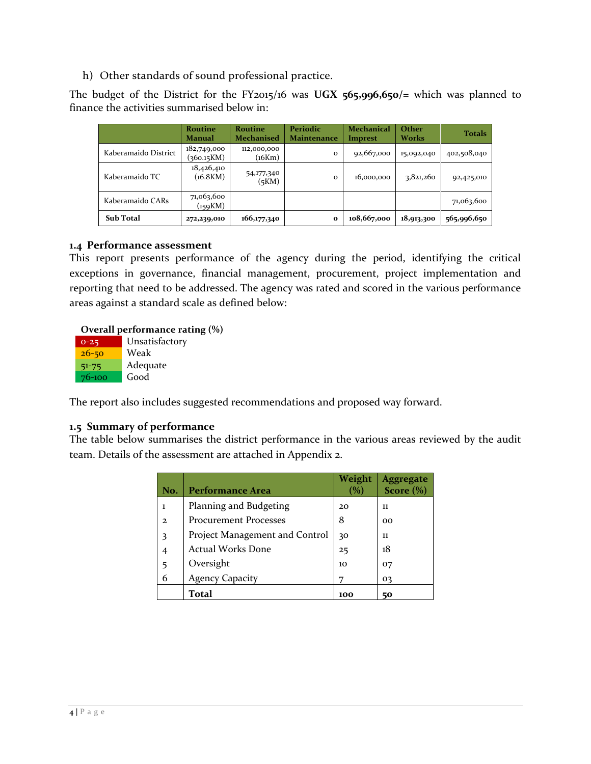h) Other standards of sound professional practice.

The budget of the District for the FY2015/16 was **UGX 565,996,650/=** which was planned to finance the activities summarised below in:

| | Routine Manual | Routine Mechanised | Periodic Maintenance | Mechanical Imprest | Other Works | Totals |
|---|---|---|---|---|---|---|
| Kaberamaido District | 182,749,000 (360.15KM) | 112,000,000 (16Km) | 0 | 92,667,000 | 15,092,040 | 402,508,040 |
| Kaberamaido TC | 18,426,410 (16.8KM) | 54,177,340 (5KM) | 0 | 16,000,000 | 3,821,260 | 92,425,010 |
| Kaberamaido CARs | 71,063,600 (159KM) | | | | | 71,063,600 |
| **Sub Total** | **272,239,010** | **166,177,340** | **0** | **108,667,000** | **18,913,300** | **565,996,650** |

### 1.4 Performance assessment

This report presents performance of the agency during the period, identifying the critical exceptions in governance, financial management, procurement, project implementation and reporting that need to be addressed. The agency was rated and scored in the various performance areas against a standard scale as defined below:

**Overall performance rating (%)**

| | |
|---|---|
| 0-25 | Unsatisfactory |
| 26-50 | Weak |
| 51-75 | Adequate |
| 76-100 | Good |

The report also includes suggested recommendations and proposed way forward.

### 1.5 Summary of performance

The table below summarises the district performance in the various areas reviewed by the audit team. Details of the assessment are attached in Appendix 2.

| No. | Performance Area | Weight (%) | Aggregate Score (%) |
|---|---|---|---|
| 1 | Planning and Budgeting | 20 | 11 |
| 2 | Procurement Processes | 8 | 00 |
| 3 | Project Management and Control | 30 | 11 |
| 4 | Actual Works Done | 25 | 18 |
| 5 | Oversight | 10 | 07 |
| 6 | Agency Capacity | 7 | 03 |
| | **Total** | **100** | **50** |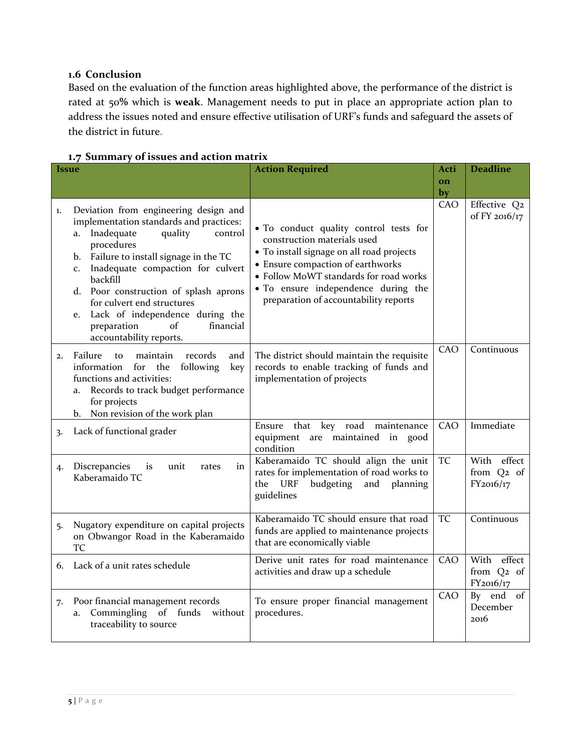### 1.6 Conclusion

Based on the evaluation of the function areas highlighted above, the performance of the district is rated at 50% which is **weak**. Management needs to put in place an appropriate action plan to address the issues noted and ensure effective utilisation of URF's funds and safeguard the assets of the district in future.

### 1.7 Summary of issues and action matrix

| Issue | Action Required | Action by | Deadline |
|---|---|---|---|
| 1. Deviation from engineering design and implementation standards and practices:<br>a. Inadequate quality control procedures<br>b. Failure to install signage in the TC<br>c. Inadequate compaction for culvert backfill<br>d. Poor construction of splash aprons for culvert end structures<br>e. Lack of independence during the preparation of financial accountability reports. | • To conduct quality control tests for construction materials used<br>• To install signage on all road projects<br>• Ensure compaction of earthworks<br>• Follow MoWT standards for road works<br>• To ensure independence during the preparation of accountability reports | CAO | Effective Q2 of FY 2016/17 |
| 2. Failure to maintain records and information for the following key functions and activities:<br>a. Records to track budget performance for projects<br>b. Non revision of the work plan | The district should maintain the requisite records to enable tracking of funds and implementation of projects | CAO | Continuous |
| 3. Lack of functional grader | Ensure that key road maintenance equipment are maintained in good condition | CAO | Immediate |
| 4. Discrepancies is unit rates in Kaberamaido TC | Kaberamaido TC should align the unit rates for implementation of road works to the URF budgeting and planning guidelines | TC | With effect from Q2 of FY2016/17 |
| 5. Nugatory expenditure on capital projects on Obwangor Road in the Kaberamaido TC | Kaberamaido TC should ensure that road funds are applied to maintenance projects that are economically viable | TC | Continuous |
| 6. Lack of a unit rates schedule | Derive unit rates for road maintenance activities and draw up a schedule | CAO | With effect from Q2 of FY2016/17 |
| 7. Poor financial management records<br>a. Commingling of funds without traceability to source | To ensure proper financial management procedures. | CAO | By end of December 2016 |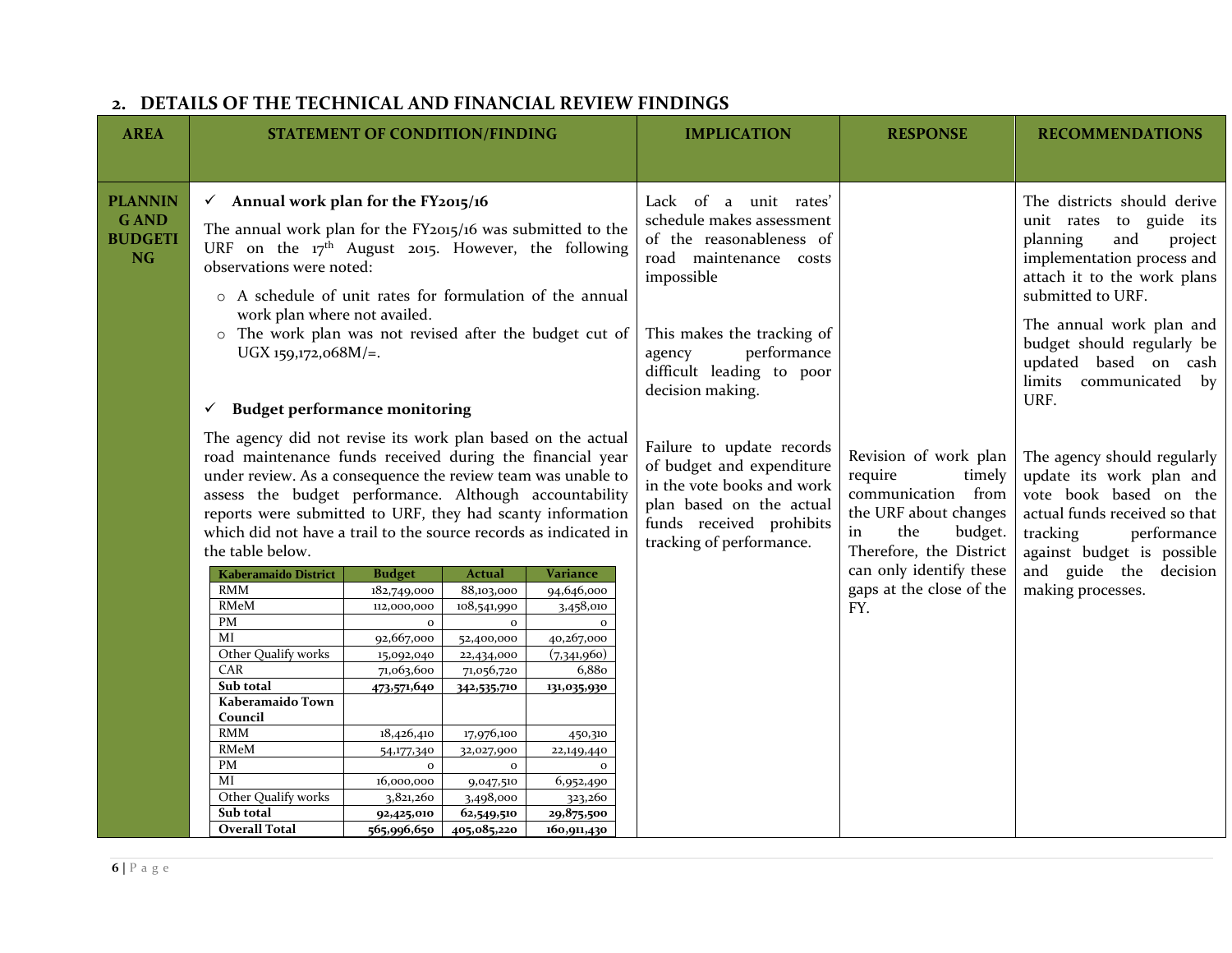## 2. DETAILS OF THE TECHNICAL AND FINANCIAL REVIEW FINDINGS

| AREA | STATEMENT OF CONDITION/FINDING | IMPLICATION | RESPONSE | RECOMMENDATIONS |
|---|---|---|---|---|
| **PLANNING AND BUDGETING** | ✓ **Annual work plan for the FY2015/16**<br><br>The annual work plan for the FY2015/16 was submitted to the URF on the 17th August 2015. However, the following observations were noted:<br><br>○ A schedule of unit rates for formulation of the annual work plan where not availed.<br>○ The work plan was not revised after the budget cut of UGX 159,172,068M/=. | Lack of a unit rates' schedule makes assessment of the reasonableness of road maintenance costs impossible<br><br>This makes the tracking of agency performance difficult leading to poor decision making. | | The districts should derive unit rates to guide its planning and project implementation process and attach it to the work plans submitted to URF.<br><br>The annual work plan and budget should regularly be updated based on cash limits communicated by URF. |
| | ✓ **Budget performance monitoring**<br><br>The agency did not revise its work plan based on the actual road maintenance funds received during the financial year under review. As a consequence the review team was unable to assess the budget performance. Although accountability reports were submitted to URF, they had scanty information which did not have a trail to the source records as indicated in the table below. | Failure to update records of budget and expenditure in the vote books and work plan based on the actual funds received prohibits tracking of performance. | Revision of work plan require timely communication from the URF about changes in the budget. Therefore, the District can only identify these gaps at the close of the FY. | The agency should regularly update its work plan and vote book based on the actual funds received so that tracking performance against budget is possible and guide the decision making processes. |

| Kaberamaido District | Budget | Actual | Variance |
|---|---|---|---|
| RMM | 182,749,000 | 88,103,000 | 94,646,000 |
| RMeM | 112,000,000 | 108,541,990 | 3,458,010 |
| PM | 0 | 0 | 0 |
| MI | 92,667,000 | 52,400,000 | 40,267,000 |
| Other Qualify works | 15,092,040 | 22,434,000 | (7,341,960) |
| CAR | 71,063,600 | 71,056,720 | 6,880 |
| **Sub total** | **473,571,640** | **342,535,710** | **131,035,930** |
| **Kaberamaido Town Council** | | | |
| RMM | 18,426,410 | 17,976,100 | 450,310 |
| RMeM | 54,177,340 | 32,027,900 | 22,149,440 |
| PM | 0 | 0 | 0 |
| MI | 16,000,000 | 9,047,510 | 6,952,490 |
| Other Qualify works | 3,821,260 | 3,498,000 | 323,260 |
| **Sub total** | **92,425,010** | **62,549,510** | **29,875,500** |
| **Overall Total** | **565,996,650** | **405,085,220** | **160,911,430** |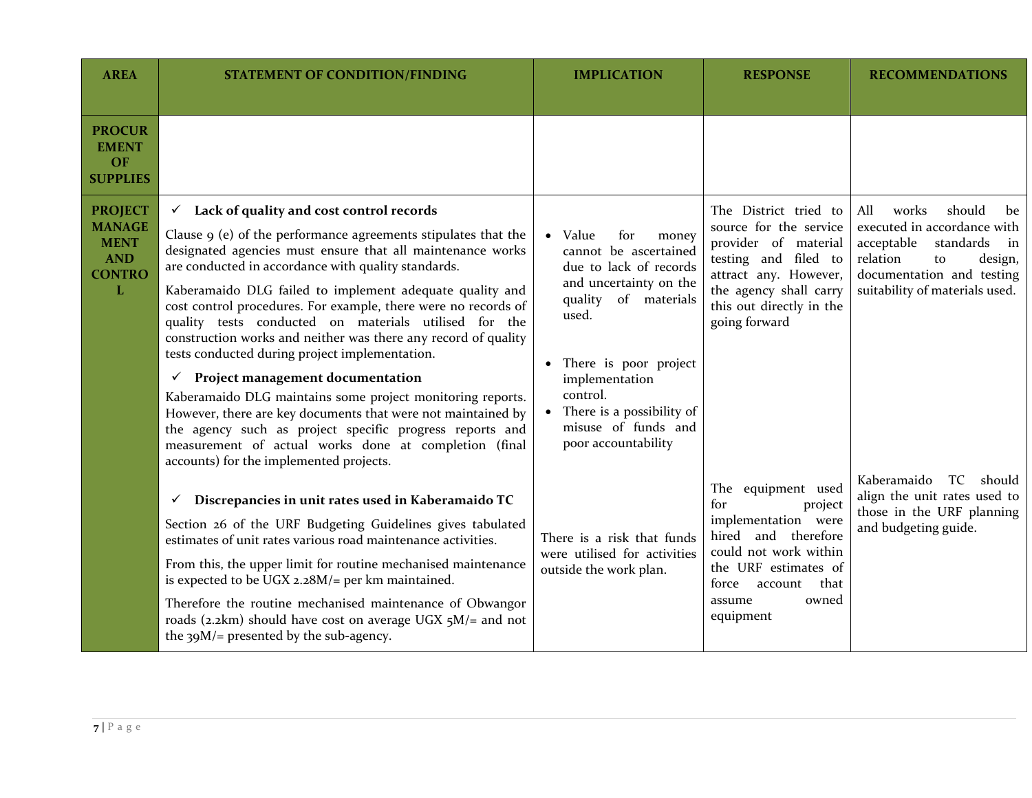| AREA | STATEMENT OF CONDITION/FINDING | IMPLICATION | RESPONSE | RECOMMENDATIONS |
|---|---|---|---|---|
| **PROCUREMENT OF SUPPLIES** | | | | |
| **PROJECT MANAGEMENT AND CONTROL** | ✓ **Lack of quality and cost control records**<br><br>Clause 9 (e) of the performance agreements stipulates that the designated agencies must ensure that all maintenance works are conducted in accordance with quality standards.<br><br>Kaberamaido DLG failed to implement adequate quality and cost control procedures. For example, there were no records of quality tests conducted on materials utilised for the construction works and neither was there any record of quality tests conducted during project implementation.<br><br>✓ **Project management documentation**<br><br>Kaberamaido DLG maintains some project monitoring reports. However, there are key documents that were not maintained by the agency such as project specific progress reports and measurement of actual works done at completion (final accounts) for the implemented projects. | • Value for money cannot be ascertained due to lack of records and uncertainty on the quality of materials used.<br><br>• There is poor project implementation control.<br>• There is a possibility of misuse of funds and poor accountability | The District tried to source for the service provider of material testing and filed to attract any. However, the agency shall carry this out directly in the going forward | All works should be executed in accordance with acceptable standards in relation to design, documentation and testing suitability of materials used. |
| | ✓ **Discrepancies in unit rates used in Kaberamaido TC**<br><br>Section 26 of the URF Budgeting Guidelines gives tabulated estimates of unit rates various road maintenance activities.<br><br>From this, the upper limit for routine mechanised maintenance is expected to be UGX 2.28M/= per km maintained.<br><br>Therefore the routine mechanised maintenance of Obwangor roads (2.2km) should have cost on average UGX 5M/= and not the 39M/= presented by the sub-agency. | There is a risk that funds were utilised for activities outside the work plan. | The equipment used for project implementation were hired and therefore could not work within the URF estimates of force account that assume owned equipment | Kaberamaido TC should align the unit rates used to those in the URF planning and budgeting guide. |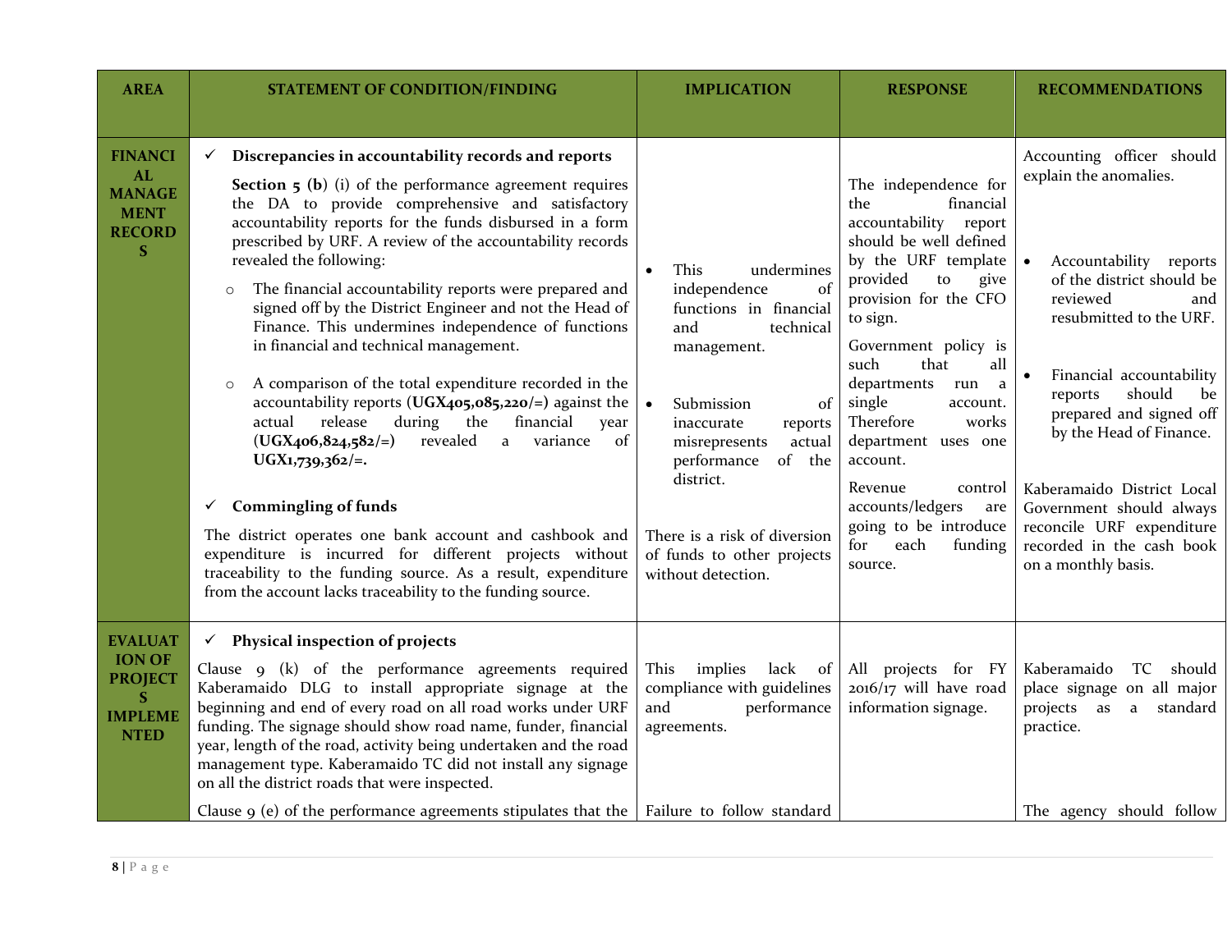| AREA | STATEMENT OF CONDITION/FINDING | IMPLICATION | RESPONSE | RECOMMENDATIONS |
|---|---|---|---|---|
| **FINANCIAL MANAGEMENT RECORDS** | ✓ **Discrepancies in accountability records and reports**<br><br>**Section 5 (b)** (i) of the performance agreement requires the DA to provide comprehensive and satisfactory accountability reports for the funds disbursed in a form prescribed by URF. A review of the accountability records revealed the following:<br><br>○ The financial accountability reports were prepared and signed off by the District Engineer and not the Head of Finance. This undermines independence of functions in financial and technical management.<br><br>○ A comparison of the total expenditure recorded in the accountability reports (**UGX405,085,220/=**) against the actual release during the financial year (**UGX406,824,582/=**) revealed a variance of **UGX1,739,362/=.**<br><br>✓ **Commingling of funds**<br><br>The district operates one bank account and cashbook and expenditure is incurred for different projects without traceability to the funding source. As a result, expenditure from the account lacks traceability to the funding source. | • This undermines independence of functions in financial and technical management.<br><br>• Submission of inaccurate reports misrepresents actual performance of the district.<br><br>There is a risk of diversion of funds to other projects without detection. | The independence for the financial accountability report should be well defined by the URF template provided to give provision for the CFO to sign.<br><br>Government policy is such that all departments run a single account. Therefore works department uses one account.<br><br>Revenue control accounts/ledgers are going to be introduce for each funding source. | Accounting officer should explain the anomalies.<br><br>• Accountability reports of the district should be reviewed and resubmitted to the URF.<br><br>• Financial accountability reports should be prepared and signed off by the Head of Finance.<br><br>Kaberamaido District Local Government should always reconcile URF expenditure recorded in the cash book on a monthly basis. |
| **EVALUATION OF PROJECTS IMPLEMENTED** | ✓ **Physical inspection of projects**<br><br>Clause 9 (k) of the performance agreements required Kaberamaido DLG to install appropriate signage at the beginning and end of every road on all road works under URF funding. The signage should show road name, funder, financial year, length of the road, activity being undertaken and the road management type. Kaberamaido TC did not install any signage on all the district roads that were inspected.<br><br>Clause 9 (e) of the performance agreements stipulates that the | This implies lack of compliance with guidelines and performance agreements.<br><br>Failure to follow standard | All projects for FY 2016/17 will have road information signage. | Kaberamaido TC should place signage on all major projects as a standard practice.<br><br>The agency should follow |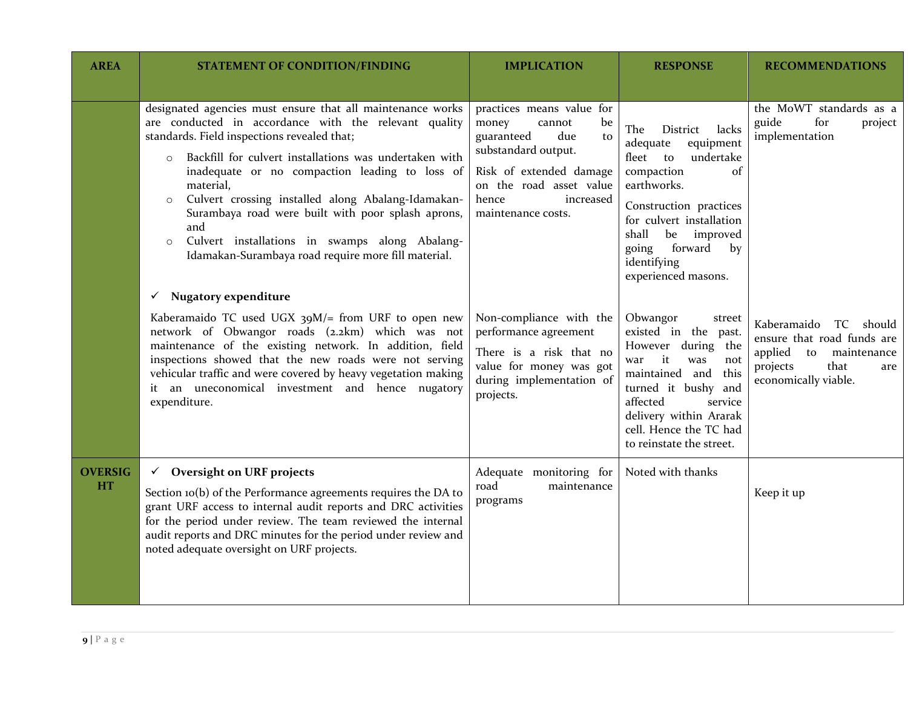| AREA | STATEMENT OF CONDITION/FINDING | IMPLICATION | RESPONSE | RECOMMENDATIONS |
|---|---|---|---|---|
| | designated agencies must ensure that all maintenance works are conducted in accordance with the relevant quality standards. Field inspections revealed that;<br>○ Backfill for culvert installations was undertaken with inadequate or no compaction leading to loss of material,<br>○ Culvert crossing installed along Abalang-Idamakan-Surambaya road were built with poor splash aprons, and<br>○ Culvert installations in swamps along Abalang-Idamakan-Surambaya road require more fill material. | practices means value for money cannot be guaranteed due to substandard output.<br><br>Risk of extended damage on the road asset value hence increased maintenance costs. | The District lacks adequate equipment fleet to undertake compaction of earthworks.<br><br>Construction practices for culvert installation shall be improved going forward by identifying experienced masons. | the MoWT standards as a guide for project implementation |
| | ✓ **Nugatory expenditure**<br><br>Kaberamaido TC used UGX 39M/= from URF to open new network of Obwangor roads (2.2km) which was not maintenance of the existing network. In addition, field inspections showed that the new roads were not serving vehicular traffic and were covered by heavy vegetation making it an uneconomical investment and hence nugatory expenditure. | Non-compliance with the performance agreement<br><br>There is a risk that no value for money was got during implementation of projects. | Obwangor street existed in the past. However during the war it was not maintained and this turned it bushy and affected service delivery within Ararak cell. Hence the TC had to reinstate the street. | Kaberamaido TC should ensure that road funds are applied to maintenance projects that are economically viable. |
| **OVERSIGHT** | ✓ **Oversight on URF projects**<br><br>Section 10(b) of the Performance agreements requires the DA to grant URF access to internal audit reports and DRC activities for the period under review. The team reviewed the internal audit reports and DRC minutes for the period under review and noted adequate oversight on URF projects. | Adequate monitoring for road maintenance programs | Noted with thanks | Keep it up |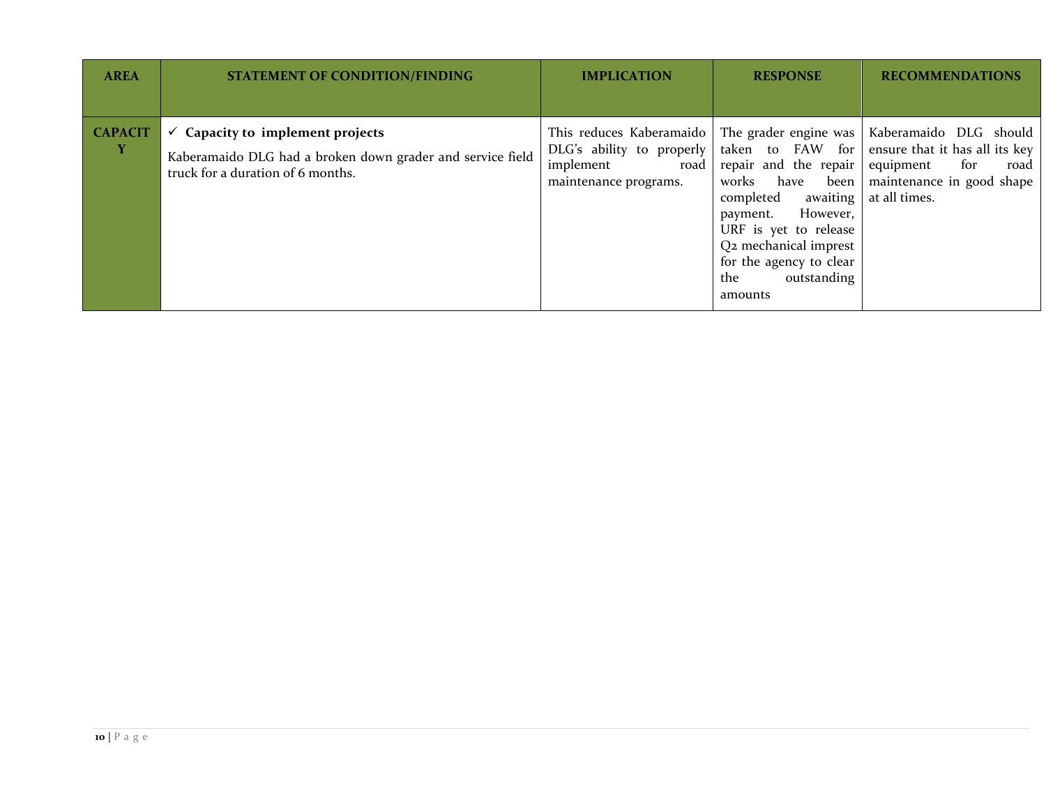| AREA | STATEMENT OF CONDITION/FINDING | IMPLICATION | RESPONSE | RECOMMENDATIONS |
| --- | --- | --- | --- | --- |
| **CAPACITY** | ✓ **Capacity to implement projects** <br> Kaberamaido DLG had a broken down grader and service field truck for a duration of 6 months. | This reduces Kaberamaido DLG's ability to properly implement road maintenance programs. | The grader engine was taken to FAW for repair and the repair works have been completed awaiting payment. However, URF is yet to release Q2 mechanical imprest for the agency to clear the outstanding amounts | Kaberamaido DLG should ensure that it has all its key equipment for road maintenance in good shape at all times. |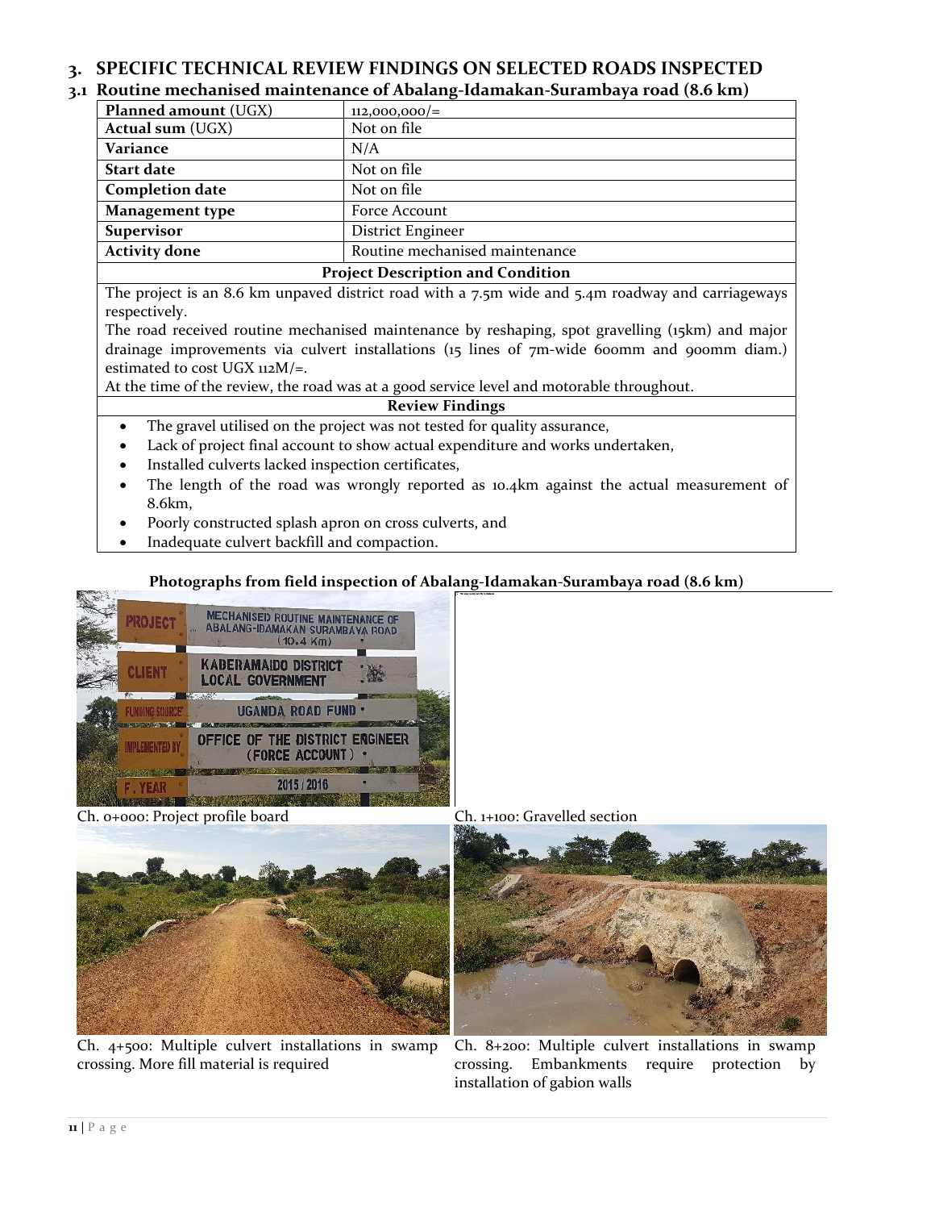# 3. SPECIFIC TECHNICAL REVIEW FINDINGS ON SELECTED ROADS INSPECTED

## 3.1 Routine mechanised maintenance of Abalang-Idamakan-Surambaya road (8.6 km)

| **Planned amount** (UGX) | 112,000,000/= |
|---|---|
| **Actual sum** (UGX) | Not on file |
| **Variance** | N/A |
| **Start date** | Not on file |
| **Completion date** | Not on file |
| **Management type** | Force Account |
| **Supervisor** | District Engineer |
| **Activity done** | Routine mechanised maintenance |

**Project Description and Condition**

The project is an 8.6 km unpaved district road with a 7.5m wide and 5.4m roadway and carriageways respectively.

The road received routine mechanised maintenance by reshaping, spot gravelling (15km) and major drainage improvements via culvert installations (15 lines of 7m-wide 600mm and 900mm diam.) estimated to cost UGX 112M/=.

At the time of the review, the road was at a good service level and motorable throughout.

**Review Findings**

- The gravel utilised on the project was not tested for quality assurance,
- Lack of project final account to show actual expenditure and works undertaken,
- Installed culverts lacked inspection certificates,
- The length of the road was wrongly reported as 10.4km against the actual measurement of 8.6km,
- Poorly constructed splash apron on cross culverts, and
- Inadequate culvert backfill and compaction.

**Photographs from field inspection of Abalang-Idamakan-Surambaya road (8.6 km)**

Ch. 0+000: Project profile board

Ch. 1+100: Gravelled section

Ch. 4+500: Multiple culvert installations in swamp crossing. More fill material is required

Ch. 8+200: Multiple culvert installations in swamp crossing. Embankments require protection by installation of gabion walls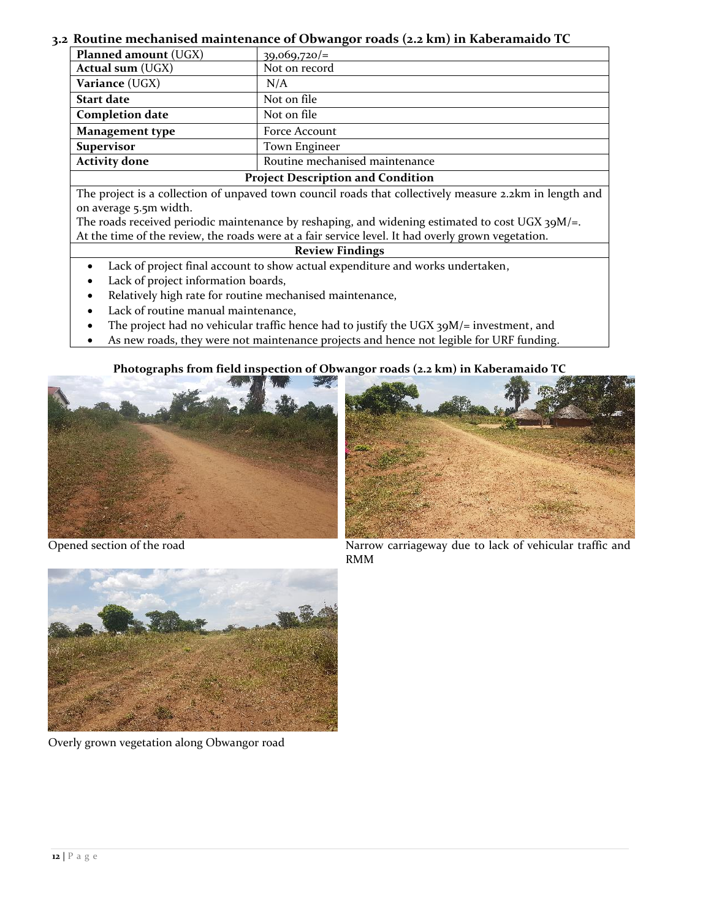### 3.2 Routine mechanised maintenance of Obwangor roads (2.2 km) in Kaberamaido TC

| **Planned amount** (UGX) | 39,069,720/= |
|---|---|
| **Actual sum** (UGX) | Not on record |
| **Variance** (UGX) | N/A |
| **Start date** | Not on file |
| **Completion date** | Not on file |
| **Management type** | Force Account |
| **Supervisor** | Town Engineer |
| **Activity done** | Routine mechanised maintenance |

**Project Description and Condition**

The project is a collection of unpaved town council roads that collectively measure 2.2km in length and on average 5.5m width.

The roads received periodic maintenance by reshaping, and widening estimated to cost UGX 39M/=.

At the time of the review, the roads were at a fair service level. It had overly grown vegetation.

**Review Findings**

- Lack of project final account to show actual expenditure and works undertaken,
- Lack of project information boards,
- Relatively high rate for routine mechanised maintenance,
- Lack of routine manual maintenance,
- The project had no vehicular traffic hence had to justify the UGX 39M/= investment, and
- As new roads, they were not maintenance projects and hence not legible for URF funding.

**Photographs from field inspection of Obwangor roads (2.2 km) in Kaberamaido TC**

Opened section of the road

Narrow carriageway due to lack of vehicular traffic and RMM

Overly grown vegetation along Obwangor road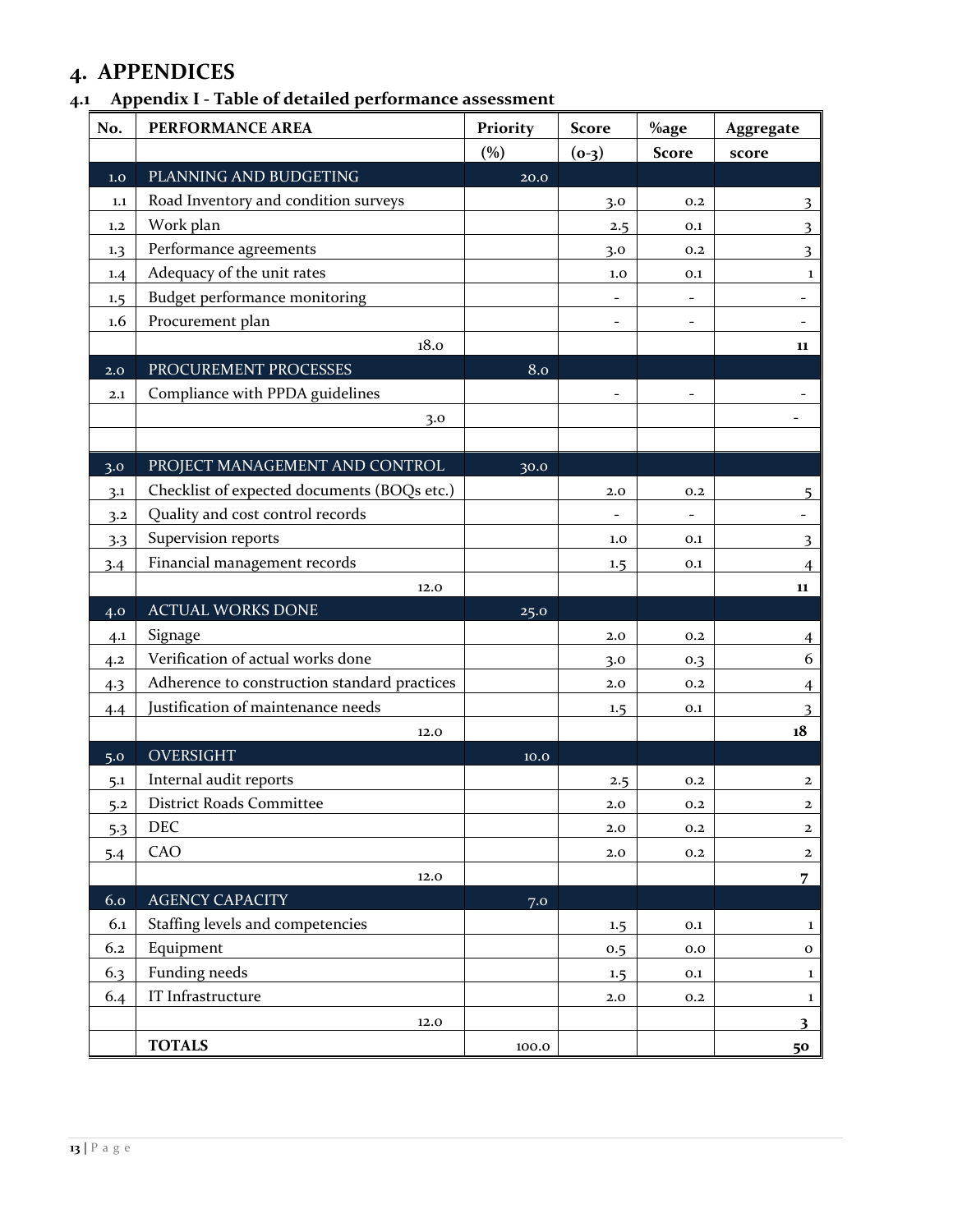# 4. APPENDICES

## 4.1 Appendix I - Table of detailed performance assessment

| No. | PERFORMANCE AREA | Priority | Score | %age | Aggregate |
|---|---|---|---|---|---|
| | | (%) | (0-3) | Score | score |
| 1.0 | PLANNING AND BUDGETING | 20.0 | | | |
| 1.1 | Road Inventory and condition surveys | | 3.0 | 0.2 | 3 |
| 1.2 | Work plan | | 2.5 | 0.1 | 3 |
| 1.3 | Performance agreements | | 3.0 | 0.2 | 3 |
| 1.4 | Adequacy of the unit rates | | 1.0 | 0.1 | 1 |
| 1.5 | Budget performance monitoring | | - | - | - |
| 1.6 | Procurement plan | | - | - | - |
| | 18.0 | | | | **11** |
| 2.0 | PROCUREMENT PROCESSES | 8.0 | | | |
| 2.1 | Compliance with PPDA guidelines | | - | - | - |
| | 3.0 | | | | - |
| | | | | | |
| 3.0 | PROJECT MANAGEMENT AND CONTROL | 30.0 | | | |
| 3.1 | Checklist of expected documents (BOQs etc.) | | 2.0 | 0.2 | 5 |
| 3.2 | Quality and cost control records | | - | - | - |
| 3.3 | Supervision reports | | 1.0 | 0.1 | 3 |
| 3.4 | Financial management records | | 1.5 | 0.1 | 4 |
| | 12.0 | | | | **11** |
| 4.0 | ACTUAL WORKS DONE | 25.0 | | | |
| 4.1 | Signage | | 2.0 | 0.2 | 4 |
| 4.2 | Verification of actual works done | | 3.0 | 0.3 | 6 |
| 4.3 | Adherence to construction standard practices | | 2.0 | 0.2 | 4 |
| 4.4 | Justification of maintenance needs | | 1.5 | 0.1 | 3 |
| | 12.0 | | | | **18** |
| 5.0 | OVERSIGHT | 10.0 | | | |
| 5.1 | Internal audit reports | | 2.5 | 0.2 | 2 |
| 5.2 | District Roads Committee | | 2.0 | 0.2 | 2 |
| 5.3 | DEC | | 2.0 | 0.2 | 2 |
| 5.4 | CAO | | 2.0 | 0.2 | 2 |
| | 12.0 | | | | **7** |
| 6.0 | AGENCY CAPACITY | 7.0 | | | |
| 6.1 | Staffing levels and competencies | | 1.5 | 0.1 | 1 |
| 6.2 | Equipment | | 0.5 | 0.0 | 0 |
| 6.3 | Funding needs | | 1.5 | 0.1 | 1 |
| 6.4 | IT Infrastructure | | 2.0 | 0.2 | 1 |
| | 12.0 | | | | **3** |
| | **TOTALS** | 100.0 | | | **50** |